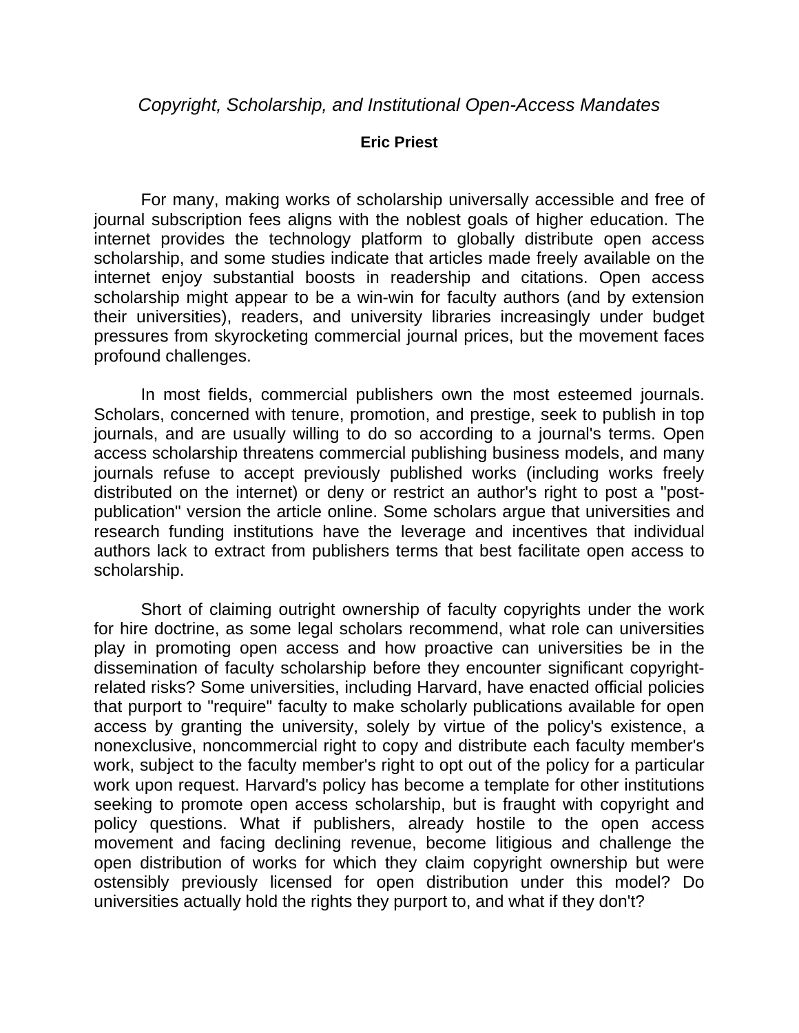# *Copyright, Scholarship, and Institutional Open-Access Mandates*

**Eric Priest**

For many, making works of scholarship universally accessible and free of journal subscription fees aligns with the noblest goals of higher education. The internet provides the technology platform to globally distribute open access scholarship, and some studies indicate that articles made freely available on the internet enjoy substantial boosts in readership and citations. Open access scholarship might appear to be a win-win for faculty authors (and by extension their universities), readers, and university libraries increasingly under budget pressures from skyrocketing commercial journal prices, but the movement faces profound challenges.

In most fields, commercial publishers own the most esteemed journals. Scholars, concerned with tenure, promotion, and prestige, seek to publish in top journals, and are usually willing to do so according to a journal's terms. Open access scholarship threatens commercial publishing business models, and many journals refuse to accept previously published works (including works freely distributed on the internet) or deny or restrict an author's right to post a "post-publication" version the article online. Some scholars argue that universities and research funding institutions have the leverage and incentives that individual authors lack to extract from publishers terms that best facilitate open access to scholarship.

Short of claiming outright ownership of faculty copyrights under the work for hire doctrine, as some legal scholars recommend, what role can universities play in promoting open access and how proactive can universities be in the dissemination of faculty scholarship before they encounter significant copyright-related risks? Some universities, including Harvard, have enacted official policies that purport to "require" faculty to make scholarly publications available for open access by granting the university, solely by virtue of the policy's existence, a nonexclusive, noncommercial right to copy and distribute each faculty member's work, subject to the faculty member's right to opt out of the policy for a particular work upon request. Harvard's policy has become a template for other institutions seeking to promote open access scholarship, but is fraught with copyright and policy questions. What if publishers, already hostile to the open access movement and facing declining revenue, become litigious and challenge the open distribution of works for which they claim copyright ownership but were ostensibly previously licensed for open distribution under this model? Do universities actually hold the rights they purport to, and what if they don't?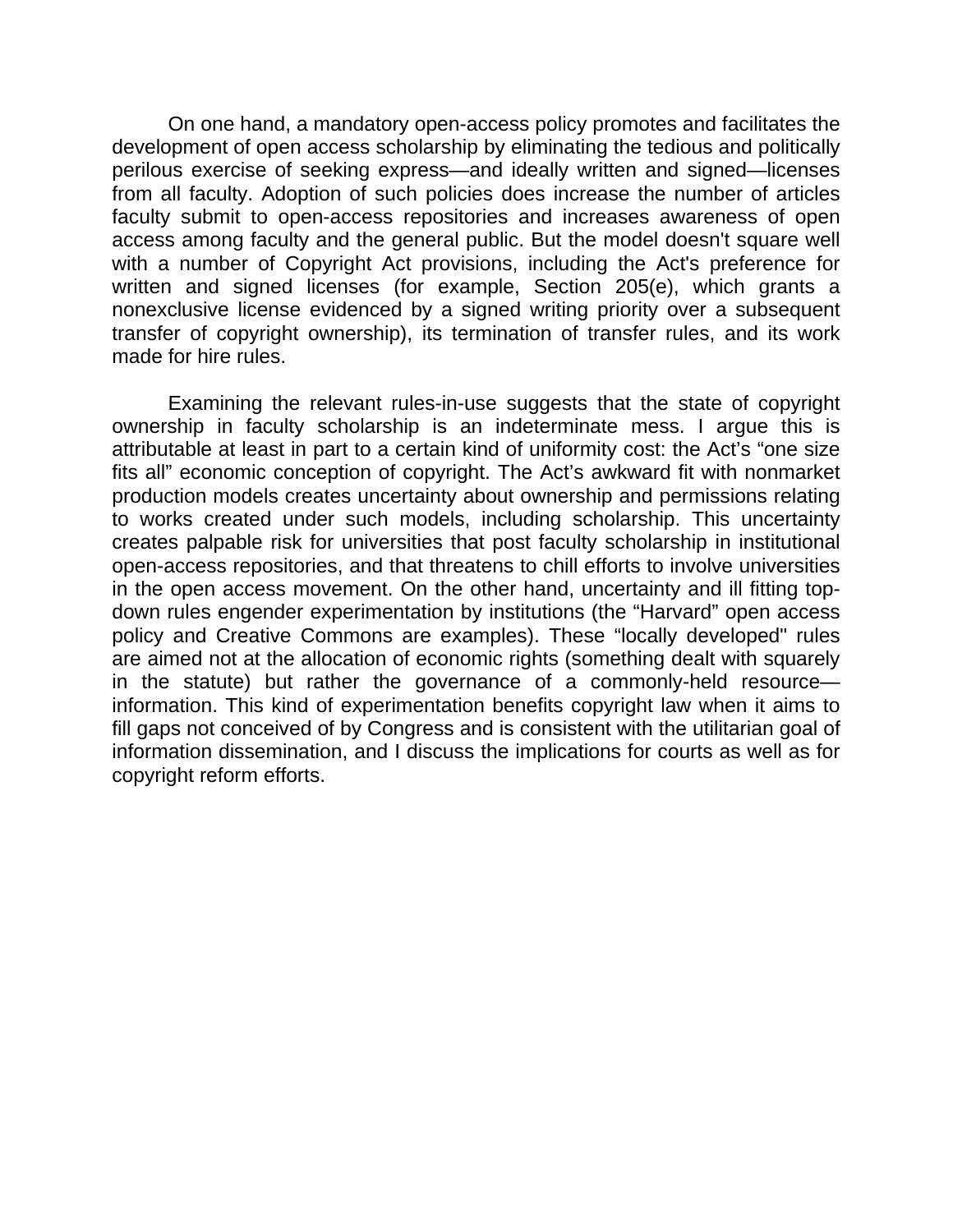On one hand, a mandatory open-access policy promotes and facilitates the development of open access scholarship by eliminating the tedious and politically perilous exercise of seeking express—and ideally written and signed—licenses from all faculty. Adoption of such policies does increase the number of articles faculty submit to open-access repositories and increases awareness of open access among faculty and the general public. But the model doesn't square well with a number of Copyright Act provisions, including the Act's preference for written and signed licenses (for example, Section 205(e), which grants a nonexclusive license evidenced by a signed writing priority over a subsequent transfer of copyright ownership), its termination of transfer rules, and its work made for hire rules.

Examining the relevant rules-in-use suggests that the state of copyright ownership in faculty scholarship is an indeterminate mess. I argue this is attributable at least in part to a certain kind of uniformity cost: the Act's "one size fits all" economic conception of copyright. The Act's awkward fit with nonmarket production models creates uncertainty about ownership and permissions relating to works created under such models, including scholarship. This uncertainty creates palpable risk for universities that post faculty scholarship in institutional open-access repositories, and that threatens to chill efforts to involve universities in the open access movement. On the other hand, uncertainty and ill fitting top-down rules engender experimentation by institutions (the "Harvard" open access policy and Creative Commons are examples). These "locally developed" rules are aimed not at the allocation of economic rights (something dealt with squarely in the statute) but rather the governance of a commonly-held resource—information. This kind of experimentation benefits copyright law when it aims to fill gaps not conceived of by Congress and is consistent with the utilitarian goal of information dissemination, and I discuss the implications for courts as well as for copyright reform efforts.